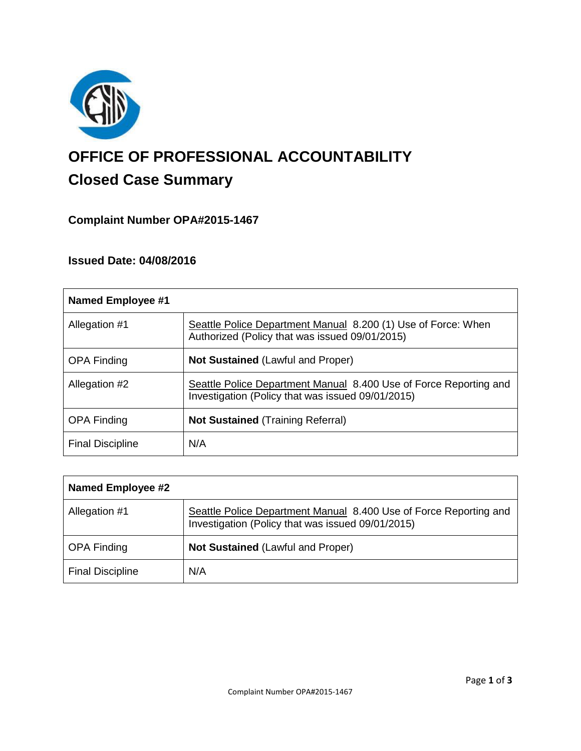# OFFICE OF PROFESSIONAL ACCOUNTABILITY

## Closed Case Summary

### Complaint Number OPA#2015-1467

### Issued Date: 04/08/2016

| **Named Employee #1** | |
|---|---|
| Allegation #1 | Seattle Police Department Manual 8.200 (1) Use of Force: When Authorized (Policy that was issued 09/01/2015) |
| OPA Finding | **Not Sustained** (Lawful and Proper) |
| Allegation #2 | Seattle Police Department Manual 8.400 Use of Force Reporting and Investigation (Policy that was issued 09/01/2015) |
| OPA Finding | **Not Sustained** (Training Referral) |
| Final Discipline | N/A |

| **Named Employee #2** | |
|---|---|
| Allegation #1 | Seattle Police Department Manual 8.400 Use of Force Reporting and Investigation (Policy that was issued 09/01/2015) |
| OPA Finding | **Not Sustained** (Lawful and Proper) |
| Final Discipline | N/A |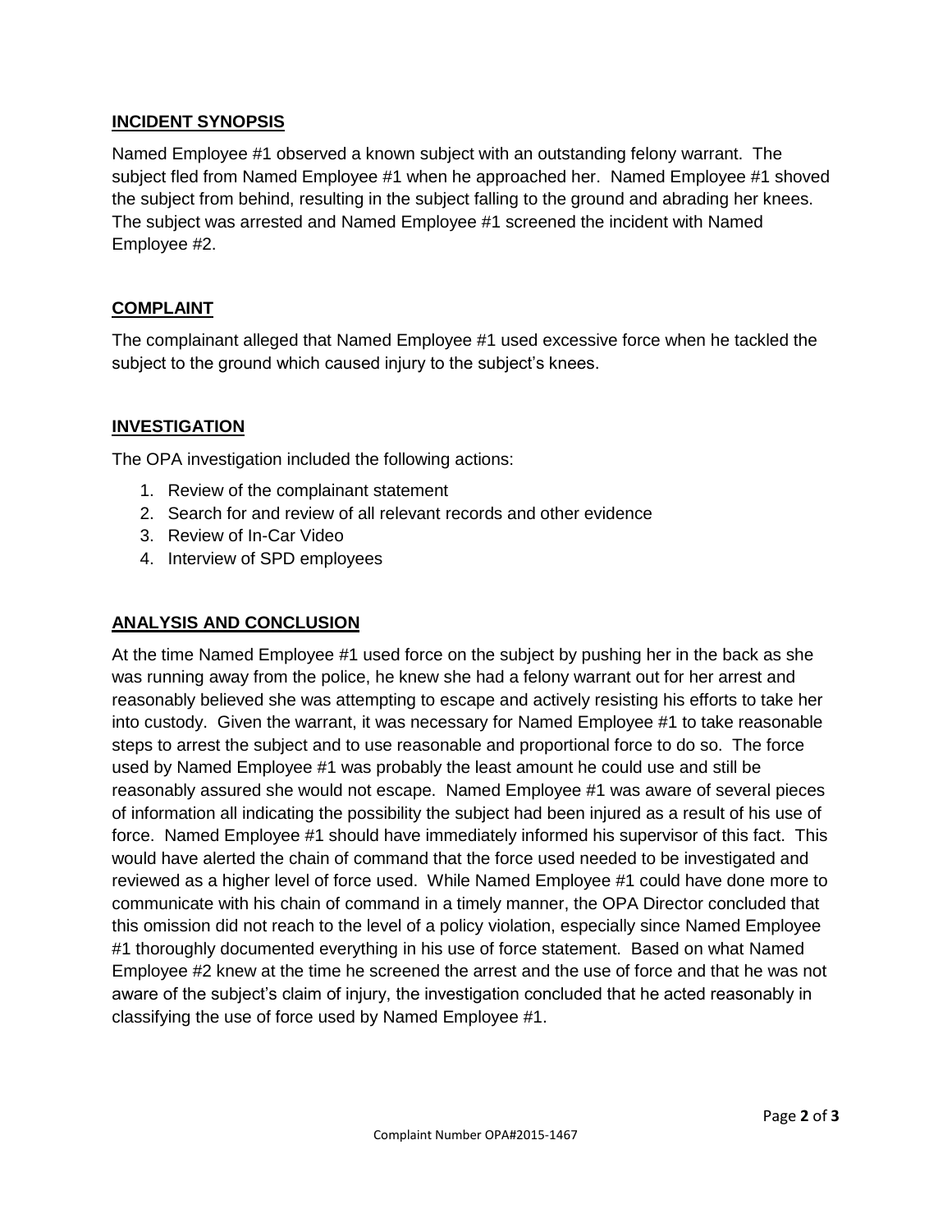## INCIDENT SYNOPSIS

Named Employee #1 observed a known subject with an outstanding felony warrant. The subject fled from Named Employee #1 when he approached her. Named Employee #1 shoved the subject from behind, resulting in the subject falling to the ground and abrading her knees. The subject was arrested and Named Employee #1 screened the incident with Named Employee #2.

## COMPLAINT

The complainant alleged that Named Employee #1 used excessive force when he tackled the subject to the ground which caused injury to the subject's knees.

## INVESTIGATION

The OPA investigation included the following actions:

1. Review of the complainant statement
2. Search for and review of all relevant records and other evidence
3. Review of In-Car Video
4. Interview of SPD employees

## ANALYSIS AND CONCLUSION

At the time Named Employee #1 used force on the subject by pushing her in the back as she was running away from the police, he knew she had a felony warrant out for her arrest and reasonably believed she was attempting to escape and actively resisting his efforts to take her into custody. Given the warrant, it was necessary for Named Employee #1 to take reasonable steps to arrest the subject and to use reasonable and proportional force to do so. The force used by Named Employee #1 was probably the least amount he could use and still be reasonably assured she would not escape. Named Employee #1 was aware of several pieces of information all indicating the possibility the subject had been injured as a result of his use of force. Named Employee #1 should have immediately informed his supervisor of this fact. This would have alerted the chain of command that the force used needed to be investigated and reviewed as a higher level of force used. While Named Employee #1 could have done more to communicate with his chain of command in a timely manner, the OPA Director concluded that this omission did not reach to the level of a policy violation, especially since Named Employee #1 thoroughly documented everything in his use of force statement. Based on what Named Employee #2 knew at the time he screened the arrest and the use of force and that he was not aware of the subject's claim of injury, the investigation concluded that he acted reasonably in classifying the use of force used by Named Employee #1.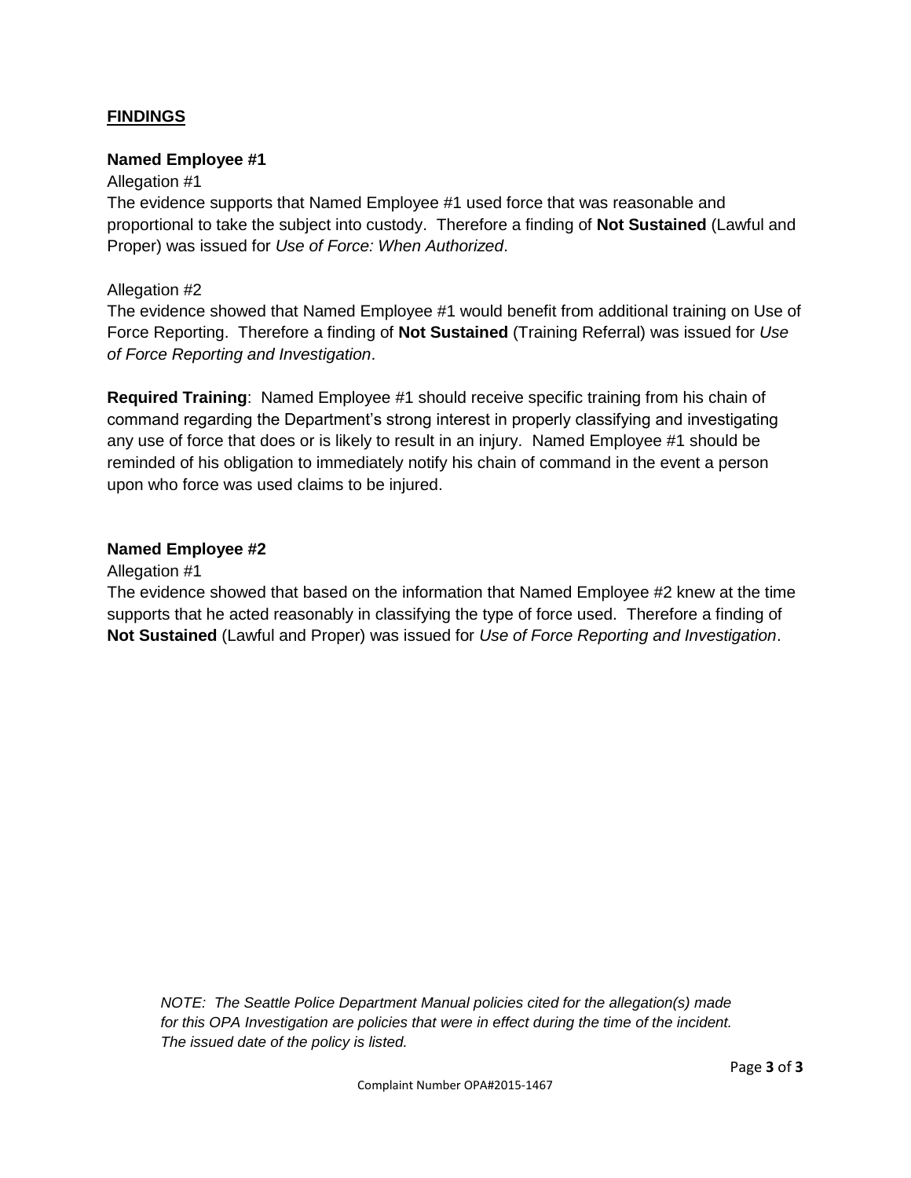## FINDINGS

### Named Employee #1

Allegation #1

The evidence supports that Named Employee #1 used force that was reasonable and proportional to take the subject into custody. Therefore a finding of **Not Sustained** (Lawful and Proper) was issued for *Use of Force: When Authorized*.

Allegation #2

The evidence showed that Named Employee #1 would benefit from additional training on Use of Force Reporting. Therefore a finding of **Not Sustained** (Training Referral) was issued for *Use of Force Reporting and Investigation*.

**Required Training**: Named Employee #1 should receive specific training from his chain of command regarding the Department's strong interest in properly classifying and investigating any use of force that does or is likely to result in an injury. Named Employee #1 should be reminded of his obligation to immediately notify his chain of command in the event a person upon who force was used claims to be injured.

### Named Employee #2

Allegation #1

The evidence showed that based on the information that Named Employee #2 knew at the time supports that he acted reasonably in classifying the type of force used. Therefore a finding of **Not Sustained** (Lawful and Proper) was issued for *Use of Force Reporting and Investigation*.

*NOTE: The Seattle Police Department Manual policies cited for the allegation(s) made for this OPA Investigation are policies that were in effect during the time of the incident. The issued date of the policy is listed.*

Complaint Number OPA#2015-1467